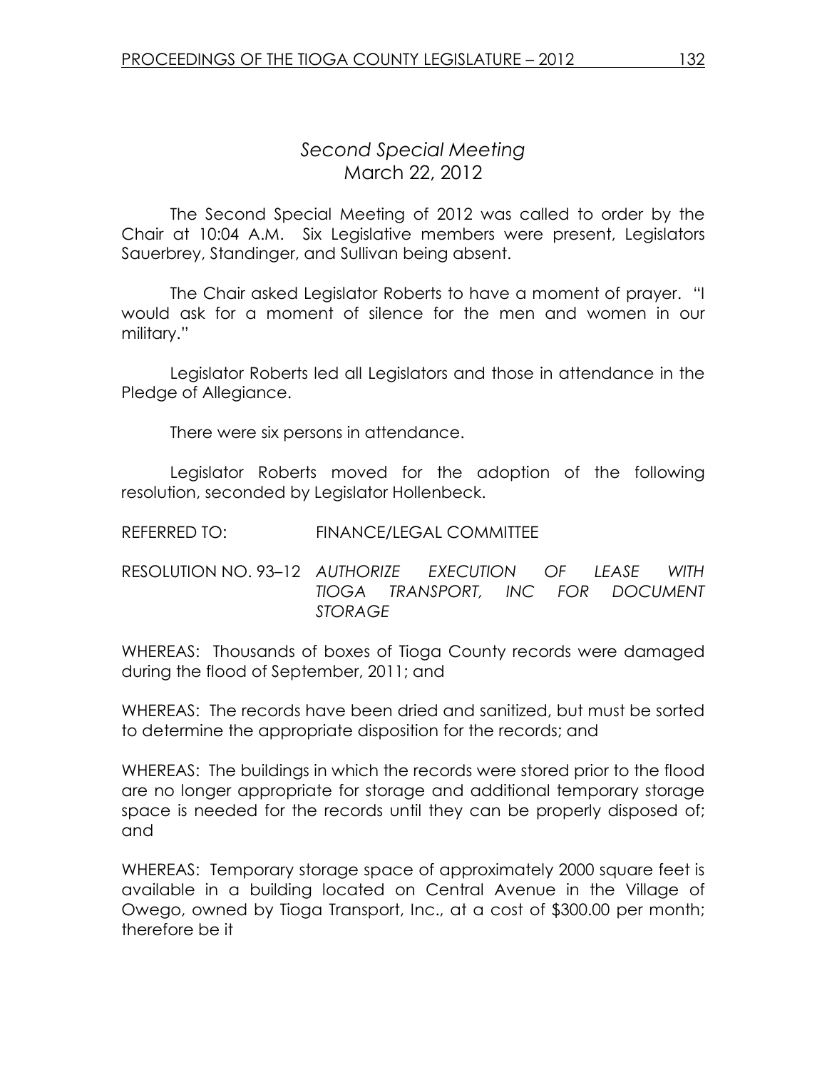## *Second Special Meeting*
## March 22, 2012

The Second Special Meeting of 2012 was called to order by the Chair at 10:04 A.M. Six Legislative members were present, Legislators Sauerbrey, Standinger, and Sullivan being absent.

The Chair asked Legislator Roberts to have a moment of prayer. "I would ask for a moment of silence for the men and women in our military."

Legislator Roberts led all Legislators and those in attendance in the Pledge of Allegiance.

There were six persons in attendance.

Legislator Roberts moved for the adoption of the following resolution, seconded by Legislator Hollenbeck.

REFERRED TO: FINANCE/LEGAL COMMITTEE

RESOLUTION NO. 93–12 *AUTHORIZE EXECUTION OF LEASE WITH TIOGA TRANSPORT, INC FOR DOCUMENT STORAGE*

WHEREAS: Thousands of boxes of Tioga County records were damaged during the flood of September, 2011; and

WHEREAS: The records have been dried and sanitized, but must be sorted to determine the appropriate disposition for the records; and

WHEREAS: The buildings in which the records were stored prior to the flood are no longer appropriate for storage and additional temporary storage space is needed for the records until they can be properly disposed of; and

WHEREAS: Temporary storage space of approximately 2000 square feet is available in a building located on Central Avenue in the Village of Owego, owned by Tioga Transport, Inc., at a cost of $300.00 per month; therefore be it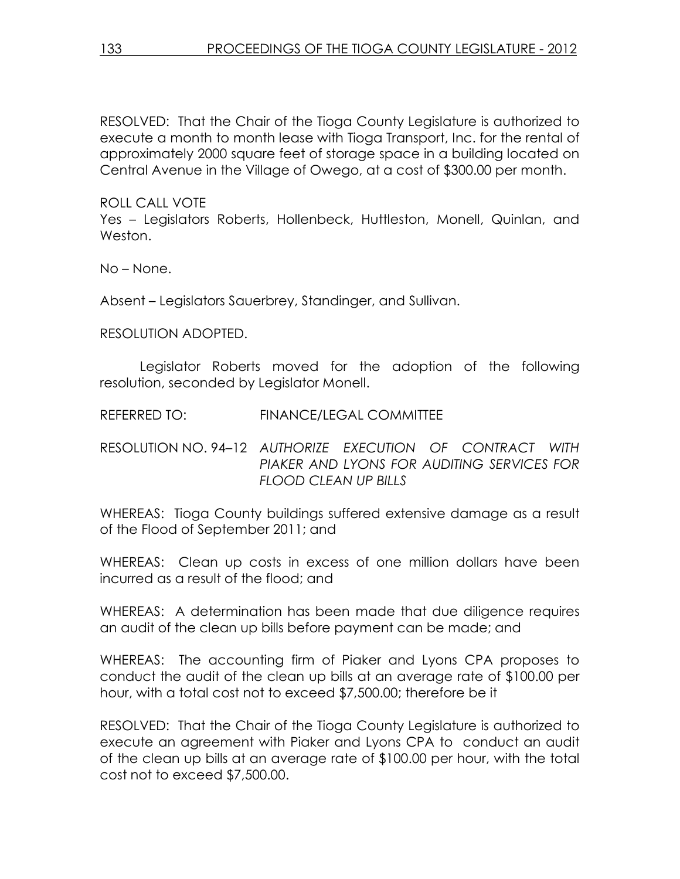RESOLVED: That the Chair of the Tioga County Legislature is authorized to execute a month to month lease with Tioga Transport, Inc. for the rental of approximately 2000 square feet of storage space in a building located on Central Avenue in the Village of Owego, at a cost of $300.00 per month.

ROLL CALL VOTE
Yes – Legislators Roberts, Hollenbeck, Huttleston, Monell, Quinlan, and Weston.

No – None.

Absent – Legislators Sauerbrey, Standinger, and Sullivan.

RESOLUTION ADOPTED.

Legislator Roberts moved for the adoption of the following resolution, seconded by Legislator Monell.

REFERRED TO: FINANCE/LEGAL COMMITTEE

RESOLUTION NO. 94–12 *AUTHORIZE EXECUTION OF CONTRACT WITH PIAKER AND LYONS FOR AUDITING SERVICES FOR FLOOD CLEAN UP BILLS*

WHEREAS: Tioga County buildings suffered extensive damage as a result of the Flood of September 2011; and

WHEREAS: Clean up costs in excess of one million dollars have been incurred as a result of the flood; and

WHEREAS: A determination has been made that due diligence requires an audit of the clean up bills before payment can be made; and

WHEREAS: The accounting firm of Piaker and Lyons CPA proposes to conduct the audit of the clean up bills at an average rate of $100.00 per hour, with a total cost not to exceed $7,500.00; therefore be it

RESOLVED: That the Chair of the Tioga County Legislature is authorized to execute an agreement with Piaker and Lyons CPA to conduct an audit of the clean up bills at an average rate of $100.00 per hour, with the total cost not to exceed $7,500.00.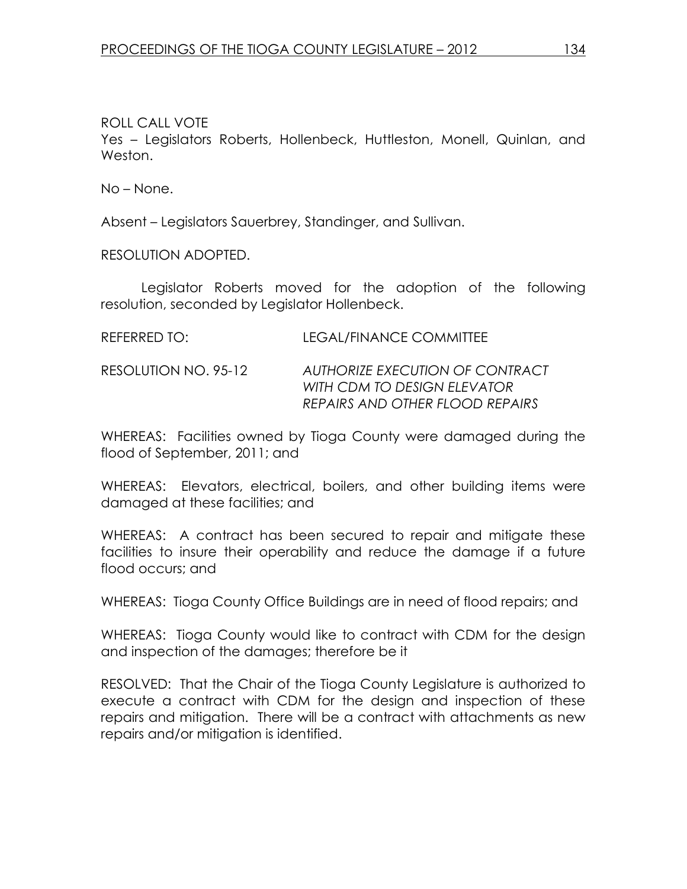ROLL CALL VOTE

Yes – Legislators Roberts, Hollenbeck, Huttleston, Monell, Quinlan, and Weston.

No – None.

Absent – Legislators Sauerbrey, Standinger, and Sullivan.

RESOLUTION ADOPTED.

Legislator Roberts moved for the adoption of the following resolution, seconded by Legislator Hollenbeck.

REFERRED TO: LEGAL/FINANCE COMMITTEE

RESOLUTION NO. 95-12 *AUTHORIZE EXECUTION OF CONTRACT WITH CDM TO DESIGN ELEVATOR REPAIRS AND OTHER FLOOD REPAIRS*

WHEREAS: Facilities owned by Tioga County were damaged during the flood of September, 2011; and

WHEREAS: Elevators, electrical, boilers, and other building items were damaged at these facilities; and

WHEREAS: A contract has been secured to repair and mitigate these facilities to insure their operability and reduce the damage if a future flood occurs; and

WHEREAS: Tioga County Office Buildings are in need of flood repairs; and

WHEREAS: Tioga County would like to contract with CDM for the design and inspection of the damages; therefore be it

RESOLVED: That the Chair of the Tioga County Legislature is authorized to execute a contract with CDM for the design and inspection of these repairs and mitigation. There will be a contract with attachments as new repairs and/or mitigation is identified.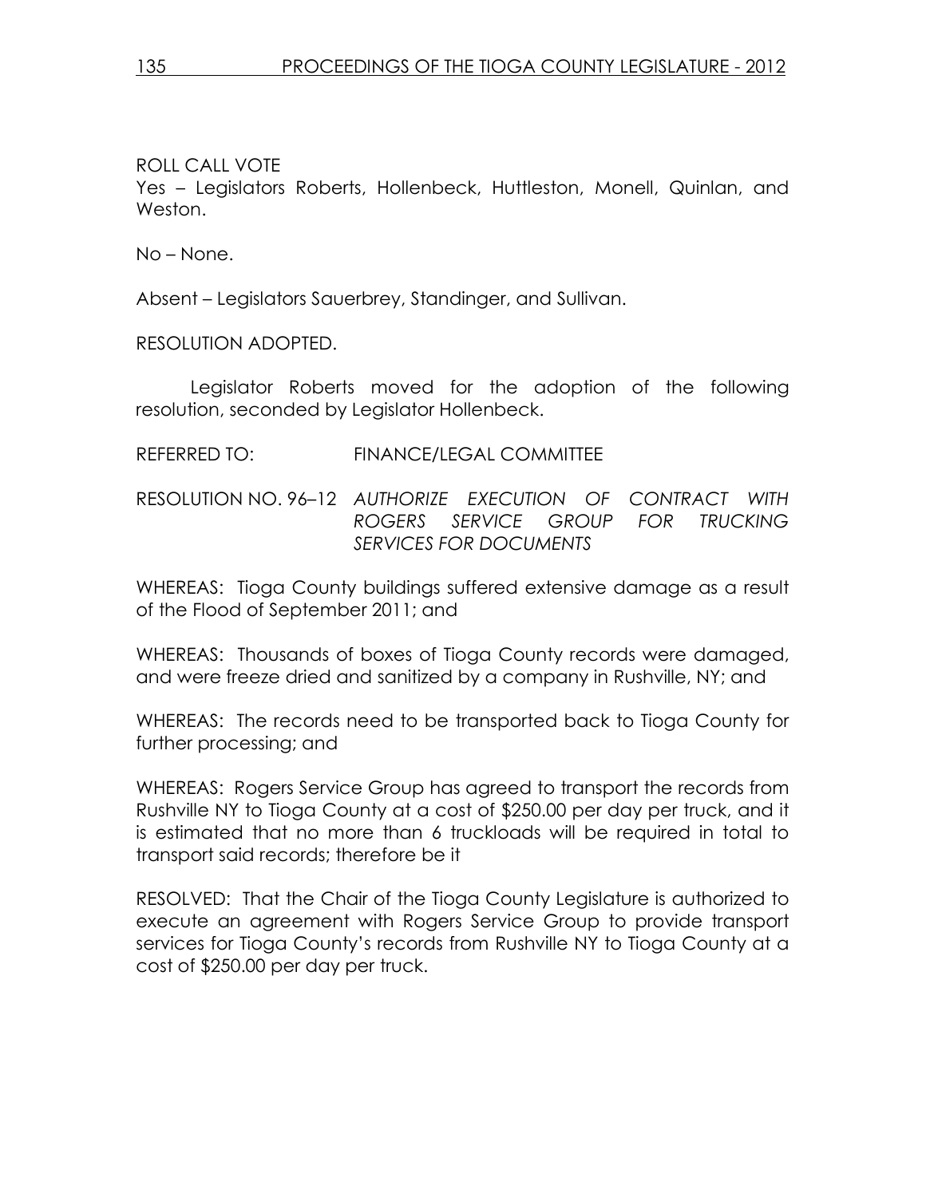ROLL CALL VOTE
Yes – Legislators Roberts, Hollenbeck, Huttleston, Monell, Quinlan, and Weston.

No – None.

Absent – Legislators Sauerbrey, Standinger, and Sullivan.

RESOLUTION ADOPTED.

Legislator Roberts moved for the adoption of the following resolution, seconded by Legislator Hollenbeck.

REFERRED TO: FINANCE/LEGAL COMMITTEE

RESOLUTION NO. 96–12 *AUTHORIZE EXECUTION OF CONTRACT WITH ROGERS SERVICE GROUP FOR TRUCKING SERVICES FOR DOCUMENTS*

WHEREAS: Tioga County buildings suffered extensive damage as a result of the Flood of September 2011; and

WHEREAS: Thousands of boxes of Tioga County records were damaged, and were freeze dried and sanitized by a company in Rushville, NY; and

WHEREAS: The records need to be transported back to Tioga County for further processing; and

WHEREAS: Rogers Service Group has agreed to transport the records from Rushville NY to Tioga County at a cost of $250.00 per day per truck, and it is estimated that no more than 6 truckloads will be required in total to transport said records; therefore be it

RESOLVED: That the Chair of the Tioga County Legislature is authorized to execute an agreement with Rogers Service Group to provide transport services for Tioga County's records from Rushville NY to Tioga County at a cost of $250.00 per day per truck.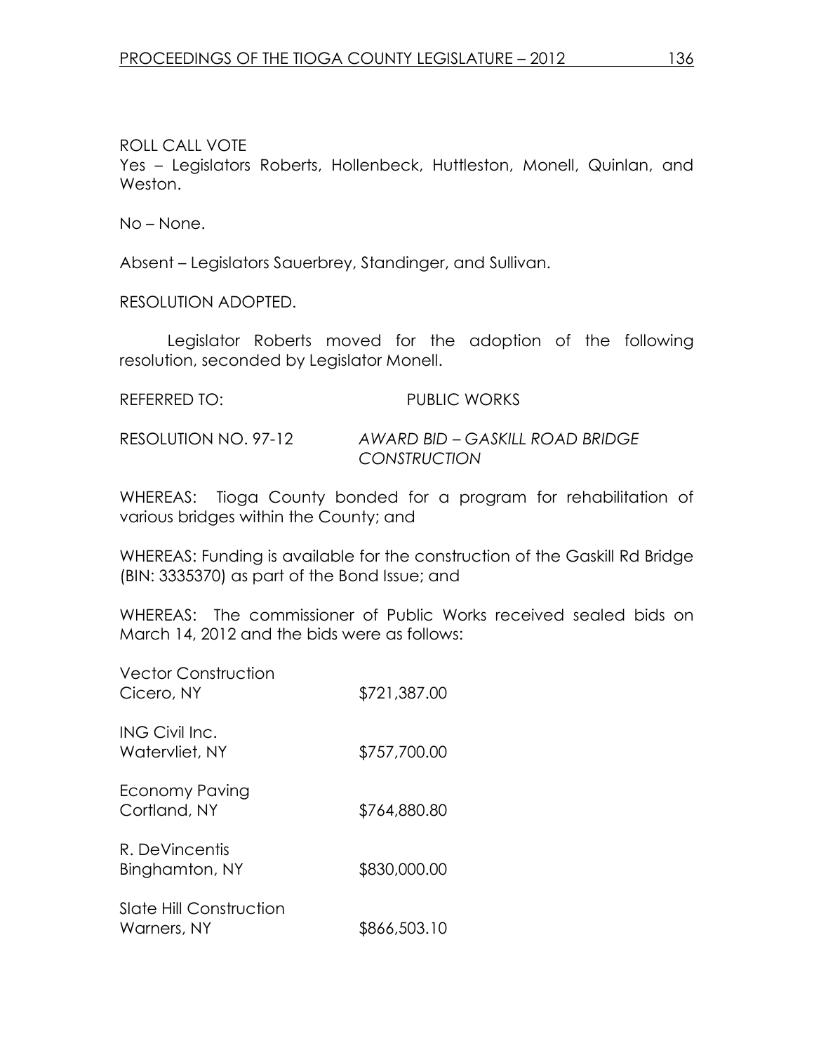ROLL CALL VOTE
Yes – Legislators Roberts, Hollenbeck, Huttleston, Monell, Quinlan, and Weston.

No – None.

Absent – Legislators Sauerbrey, Standinger, and Sullivan.

RESOLUTION ADOPTED.

Legislator Roberts moved for the adoption of the following resolution, seconded by Legislator Monell.

REFERRED TO: PUBLIC WORKS

RESOLUTION NO. 97-12 *AWARD BID – GASKILL ROAD BRIDGE CONSTRUCTION*

WHEREAS: Tioga County bonded for a program for rehabilitation of various bridges within the County; and

WHEREAS: Funding is available for the construction of the Gaskill Rd Bridge (BIN: 3335370) as part of the Bond Issue; and

WHEREAS: The commissioner of Public Works received sealed bids on March 14, 2012 and the bids were as follows:

| Bidder | Amount |
|---|---|
| Vector Construction<br>Cicero, NY | \$721,387.00 |
| ING Civil Inc.<br>Watervliet, NY | \$757,700.00 |
| Economy Paving<br>Cortland, NY | \$764,880.80 |
| R. DeVincentis<br>Binghamton, NY | \$830,000.00 |
| Slate Hill Construction<br>Warners, NY | \$866,503.10 |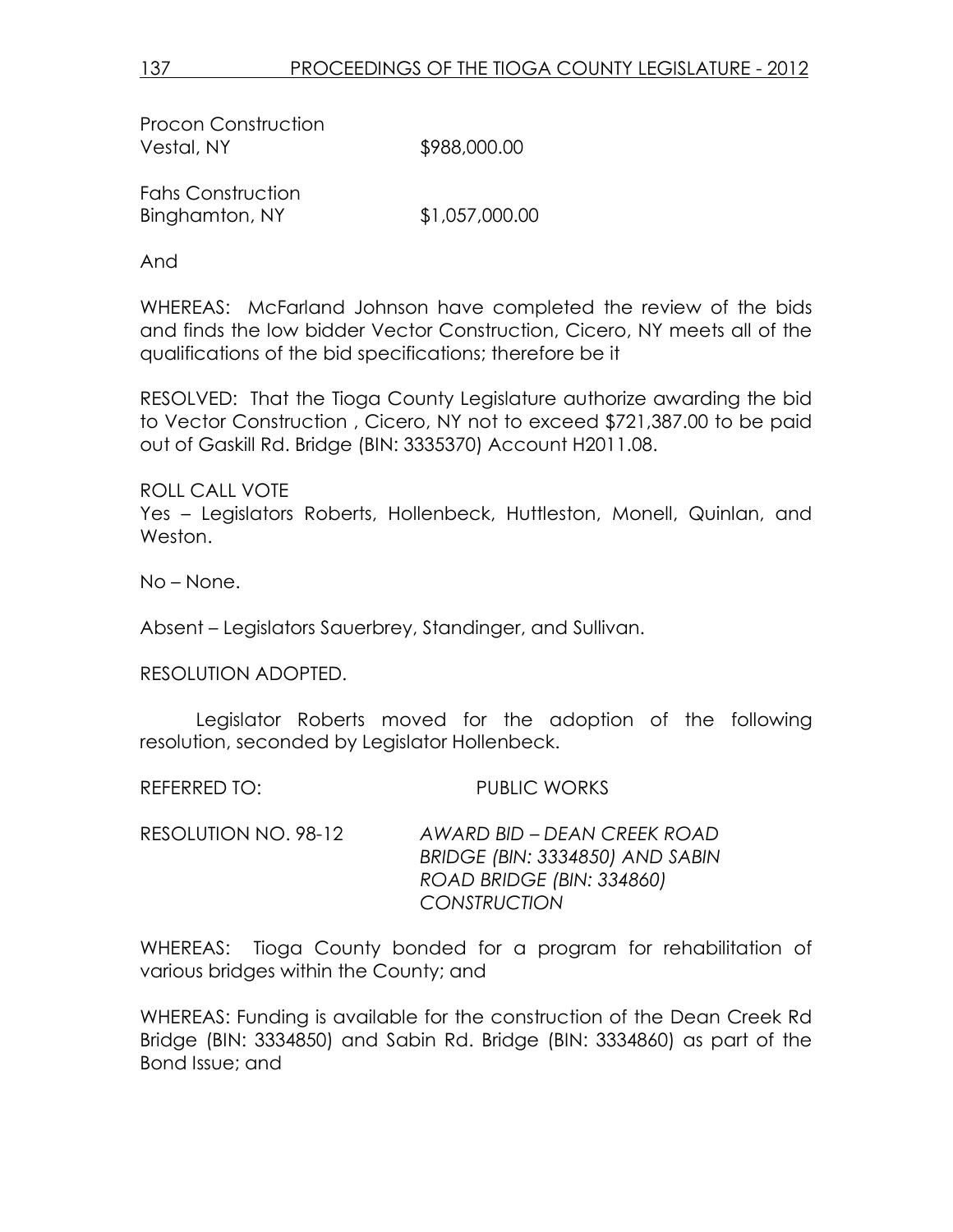Procon Construction
Vestal, NY $988,000.00

Fahs Construction
Binghamton, NY $1,057,000.00

And

WHEREAS: McFarland Johnson have completed the review of the bids and finds the low bidder Vector Construction, Cicero, NY meets all of the qualifications of the bid specifications; therefore be it

RESOLVED: That the Tioga County Legislature authorize awarding the bid to Vector Construction , Cicero, NY not to exceed $721,387.00 to be paid out of Gaskill Rd. Bridge (BIN: 3335370) Account H2011.08.

ROLL CALL VOTE
Yes – Legislators Roberts, Hollenbeck, Huttleston, Monell, Quinlan, and Weston.

No – None.

Absent – Legislators Sauerbrey, Standinger, and Sullivan.

RESOLUTION ADOPTED.

Legislator Roberts moved for the adoption of the following resolution, seconded by Legislator Hollenbeck.

REFERRED TO: PUBLIC WORKS

RESOLUTION NO. 98-12 *AWARD BID – DEAN CREEK ROAD BRIDGE (BIN: 3334850) AND SABIN ROAD BRIDGE (BIN: 334860) CONSTRUCTION*

WHEREAS: Tioga County bonded for a program for rehabilitation of various bridges within the County; and

WHEREAS: Funding is available for the construction of the Dean Creek Rd Bridge (BIN: 3334850) and Sabin Rd. Bridge (BIN: 3334860) as part of the Bond Issue; and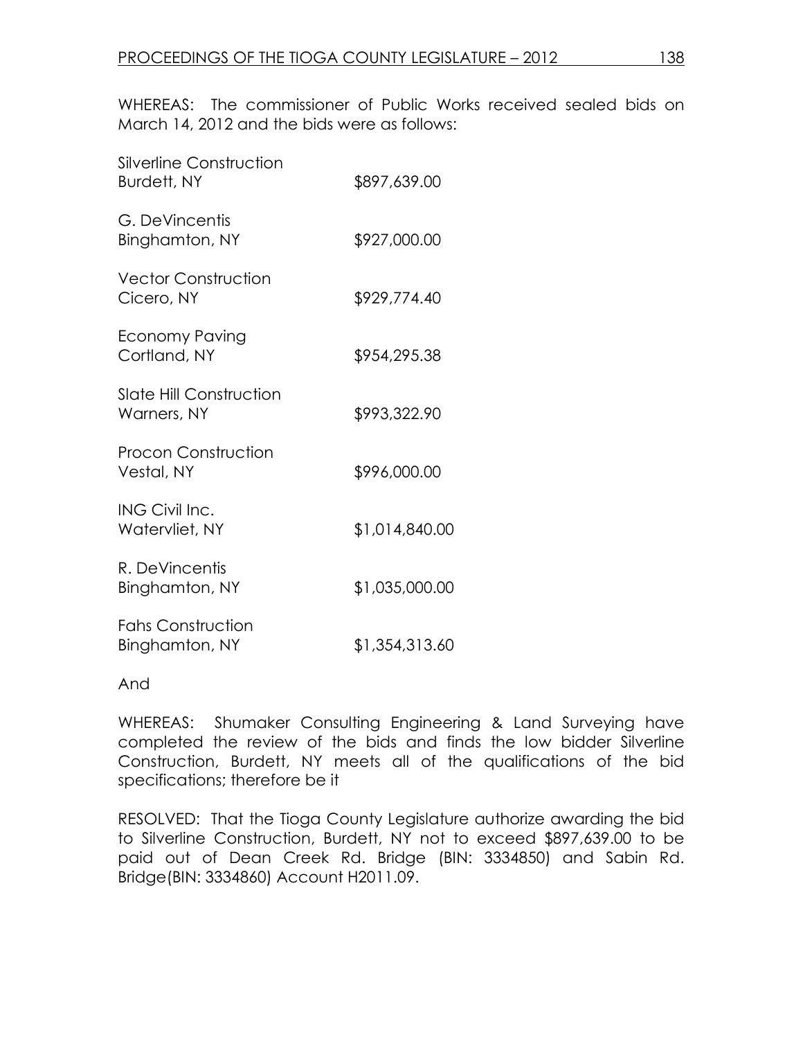WHEREAS: The commissioner of Public Works received sealed bids on March 14, 2012 and the bids were as follows:

| | |
|---|---|
| Silverline Construction<br>Burdett, NY | \$897,639.00 |
| G. DeVincentis<br>Binghamton, NY | \$927,000.00 |
| Vector Construction<br>Cicero, NY | \$929,774.40 |
| Economy Paving<br>Cortland, NY | \$954,295.38 |
| Slate Hill Construction<br>Warners, NY | \$993,322.90 |
| Procon Construction<br>Vestal, NY | \$996,000.00 |
| ING Civil Inc.<br>Watervliet, NY | \$1,014,840.00 |
| R. DeVincentis<br>Binghamton, NY | \$1,035,000.00 |
| Fahs Construction<br>Binghamton, NY | \$1,354,313.60 |

And

WHEREAS: Shumaker Consulting Engineering & Land Surveying have completed the review of the bids and finds the low bidder Silverline Construction, Burdett, NY meets all of the qualifications of the bid specifications; therefore be it

RESOLVED: That the Tioga County Legislature authorize awarding the bid to Silverline Construction, Burdett, NY not to exceed \$897,639.00 to be paid out of Dean Creek Rd. Bridge (BIN: 3334850) and Sabin Rd. Bridge(BIN: 3334860) Account H2011.09.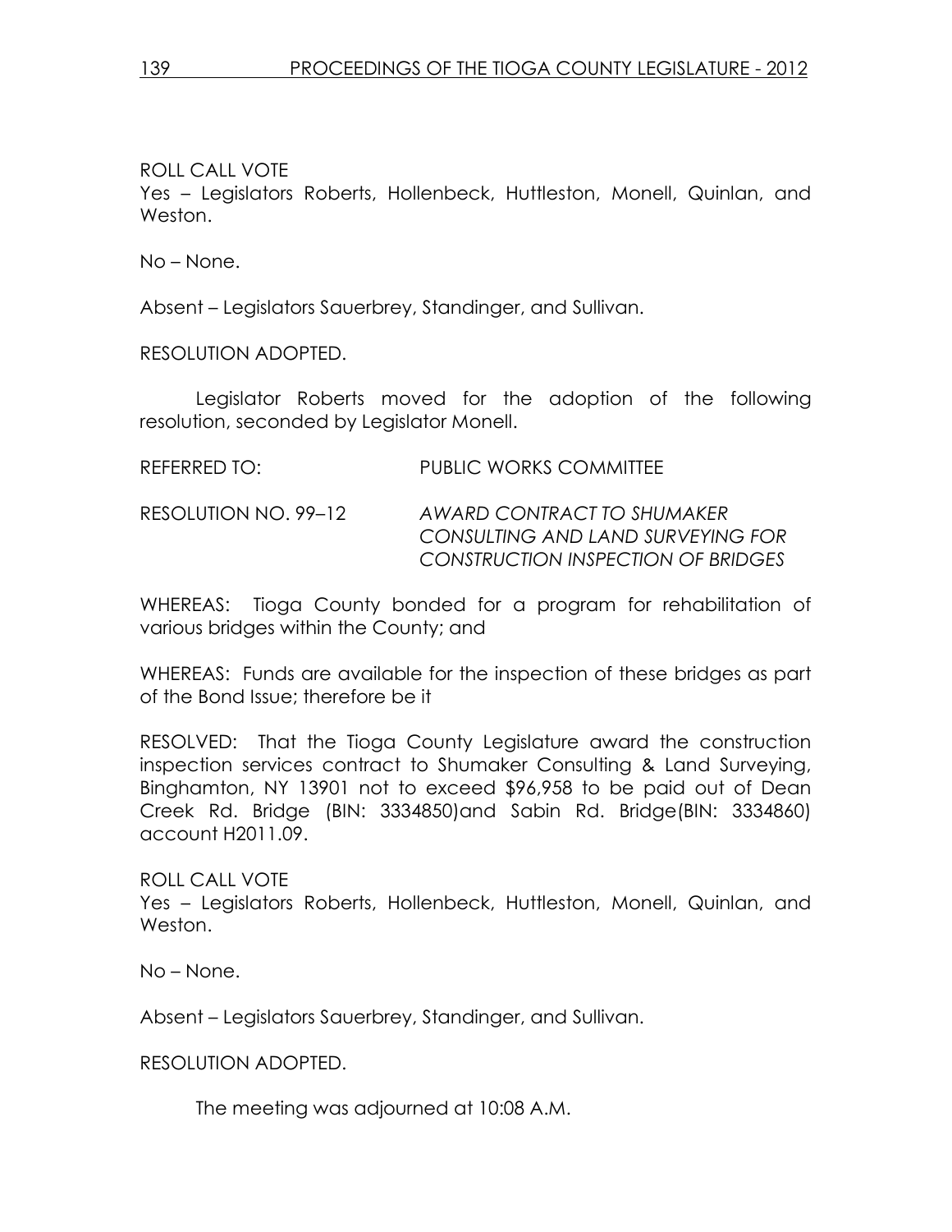ROLL CALL VOTE
Yes – Legislators Roberts, Hollenbeck, Huttleston, Monell, Quinlan, and Weston.

No – None.

Absent – Legislators Sauerbrey, Standinger, and Sullivan.

RESOLUTION ADOPTED.

Legislator Roberts moved for the adoption of the following resolution, seconded by Legislator Monell.

REFERRED TO: PUBLIC WORKS COMMITTEE

RESOLUTION NO. 99–12 *AWARD CONTRACT TO SHUMAKER CONSULTING AND LAND SURVEYING FOR CONSTRUCTION INSPECTION OF BRIDGES*

WHEREAS: Tioga County bonded for a program for rehabilitation of various bridges within the County; and

WHEREAS: Funds are available for the inspection of these bridges as part of the Bond Issue; therefore be it

RESOLVED: That the Tioga County Legislature award the construction inspection services contract to Shumaker Consulting & Land Surveying, Binghamton, NY 13901 not to exceed $96,958 to be paid out of Dean Creek Rd. Bridge (BIN: 3334850)and Sabin Rd. Bridge(BIN: 3334860) account H2011.09.

ROLL CALL VOTE
Yes – Legislators Roberts, Hollenbeck, Huttleston, Monell, Quinlan, and Weston.

No – None.

Absent – Legislators Sauerbrey, Standinger, and Sullivan.

RESOLUTION ADOPTED.

The meeting was adjourned at 10:08 A.M.